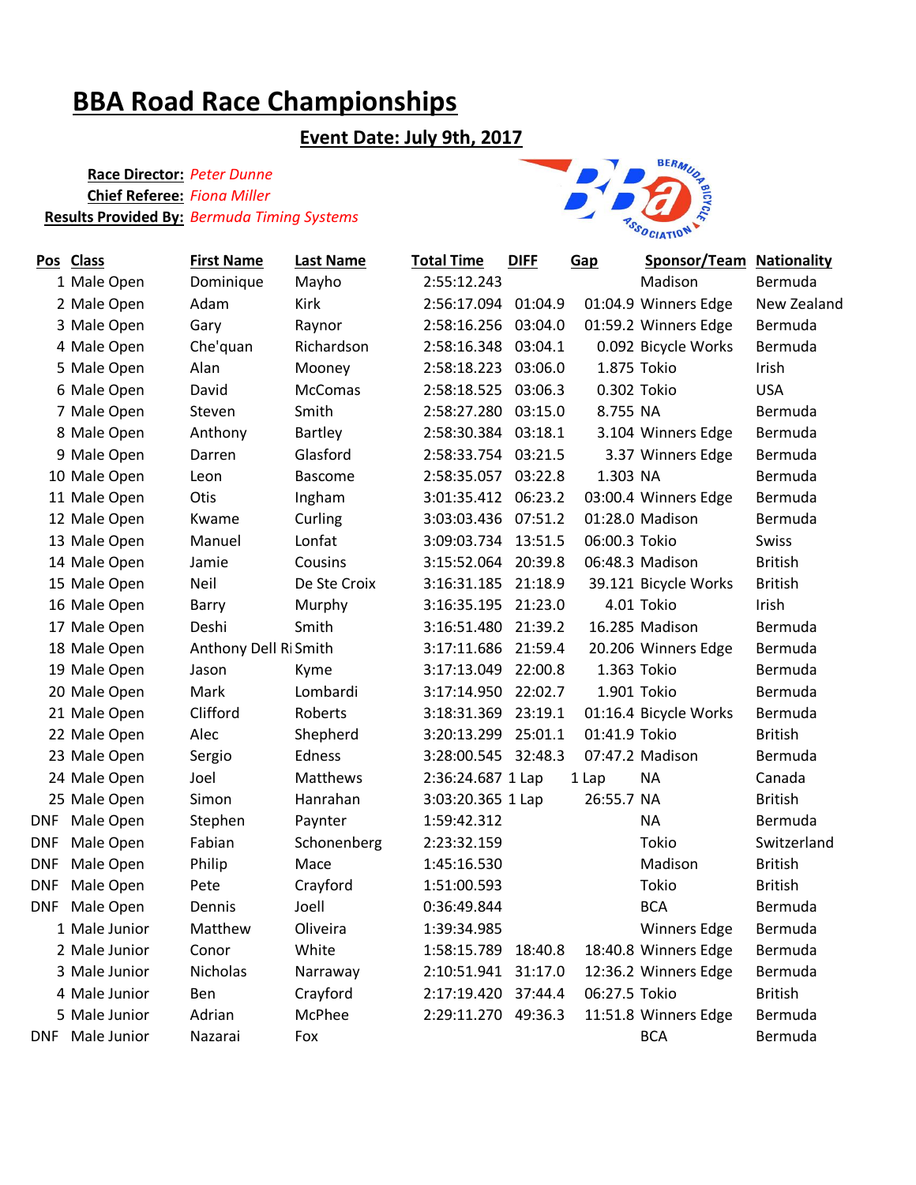# BBA Road Race Championships

## Event Date: July 9th, 2017

**Race Director:** *Peter Dunne*
**Chief Referee:** *Fiona Miller*
**Results Provided By:** *Bermuda Timing Systems*

| Pos | Class | First Name | Last Name | Total Time | DIFF | Gap | Sponsor/Team | Nationality |
|---|---|---|---|---|---|---|---|---|
| 1 | Male Open | Dominique | Mayho | 2:55:12.243 | | | Madison | Bermuda |
| 2 | Male Open | Adam | Kirk | 2:56:17.094 | 01:04.9 | 01:04.9 | Winners Edge | New Zealand |
| 3 | Male Open | Gary | Raynor | 2:58:16.256 | 03:04.0 | 01:59.2 | Winners Edge | Bermuda |
| 4 | Male Open | Che'quan | Richardson | 2:58:16.348 | 03:04.1 | 0.092 | Bicycle Works | Bermuda |
| 5 | Male Open | Alan | Mooney | 2:58:18.223 | 03:06.0 | 1.875 | Tokio | Irish |
| 6 | Male Open | David | McComas | 2:58:18.525 | 03:06.3 | 0.302 | Tokio | USA |
| 7 | Male Open | Steven | Smith | 2:58:27.280 | 03:15.0 | 8.755 | NA | Bermuda |
| 8 | Male Open | Anthony | Bartley | 2:58:30.384 | 03:18.1 | 3.104 | Winners Edge | Bermuda |
| 9 | Male Open | Darren | Glasford | 2:58:33.754 | 03:21.5 | 3.37 | Winners Edge | Bermuda |
| 10 | Male Open | Leon | Bascome | 2:58:35.057 | 03:22.8 | 1.303 | NA | Bermuda |
| 11 | Male Open | Otis | Ingham | 3:01:35.412 | 06:23.2 | 03:00.4 | Winners Edge | Bermuda |
| 12 | Male Open | Kwame | Curling | 3:03:03.436 | 07:51.2 | 01:28.0 | Madison | Bermuda |
| 13 | Male Open | Manuel | Lonfat | 3:09:03.734 | 13:51.5 | 06:00.3 | Tokio | Swiss |
| 14 | Male Open | Jamie | Cousins | 3:15:52.064 | 20:39.8 | 06:48.3 | Madison | British |
| 15 | Male Open | Neil | De Ste Croix | 3:16:31.185 | 21:18.9 | 39.121 | Bicycle Works | British |
| 16 | Male Open | Barry | Murphy | 3:16:35.195 | 21:23.0 | 4.01 | Tokio | Irish |
| 17 | Male Open | Deshi | Smith | 3:16:51.480 | 21:39.2 | 16.285 | Madison | Bermuda |
| 18 | Male Open | Anthony Dell Ri | Smith | 3:17:11.686 | 21:59.4 | 20.206 | Winners Edge | Bermuda |
| 19 | Male Open | Jason | Kyme | 3:17:13.049 | 22:00.8 | 1.363 | Tokio | Bermuda |
| 20 | Male Open | Mark | Lombardi | 3:17:14.950 | 22:02.7 | 1.901 | Tokio | Bermuda |
| 21 | Male Open | Clifford | Roberts | 3:18:31.369 | 23:19.1 | 01:16.4 | Bicycle Works | Bermuda |
| 22 | Male Open | Alec | Shepherd | 3:20:13.299 | 25:01.1 | 01:41.9 | Tokio | British |
| 23 | Male Open | Sergio | Edness | 3:28:00.545 | 32:48.3 | 07:47.2 | Madison | Bermuda |
| 24 | Male Open | Joel | Matthews | 2:36:24.687 | 1 Lap | 1 Lap | NA | Canada |
| 25 | Male Open | Simon | Hanrahan | 3:03:20.365 | 1 Lap | 26:55.7 | NA | British |
| DNF | Male Open | Stephen | Paynter | 1:59:42.312 | | | NA | Bermuda |
| DNF | Male Open | Fabian | Schonenberg | 2:23:32.159 | | | Tokio | Switzerland |
| DNF | Male Open | Philip | Mace | 1:45:16.530 | | | Madison | British |
| DNF | Male Open | Pete | Crayford | 1:51:00.593 | | | Tokio | British |
| DNF | Male Open | Dennis | Joell | 0:36:49.844 | | | BCA | Bermuda |
| 1 | Male Junior | Matthew | Oliveira | 1:39:34.985 | | | Winners Edge | Bermuda |
| 2 | Male Junior | Conor | White | 1:58:15.789 | 18:40.8 | 18:40.8 | Winners Edge | Bermuda |
| 3 | Male Junior | Nicholas | Narraway | 2:10:51.941 | 31:17.0 | 12:36.2 | Winners Edge | Bermuda |
| 4 | Male Junior | Ben | Crayford | 2:17:19.420 | 37:44.4 | 06:27.5 | Tokio | British |
| 5 | Male Junior | Adrian | McPhee | 2:29:11.270 | 49:36.3 | 11:51.8 | Winners Edge | Bermuda |
| DNF | Male Junior | Nazarai | Fox | | | | BCA | Bermuda |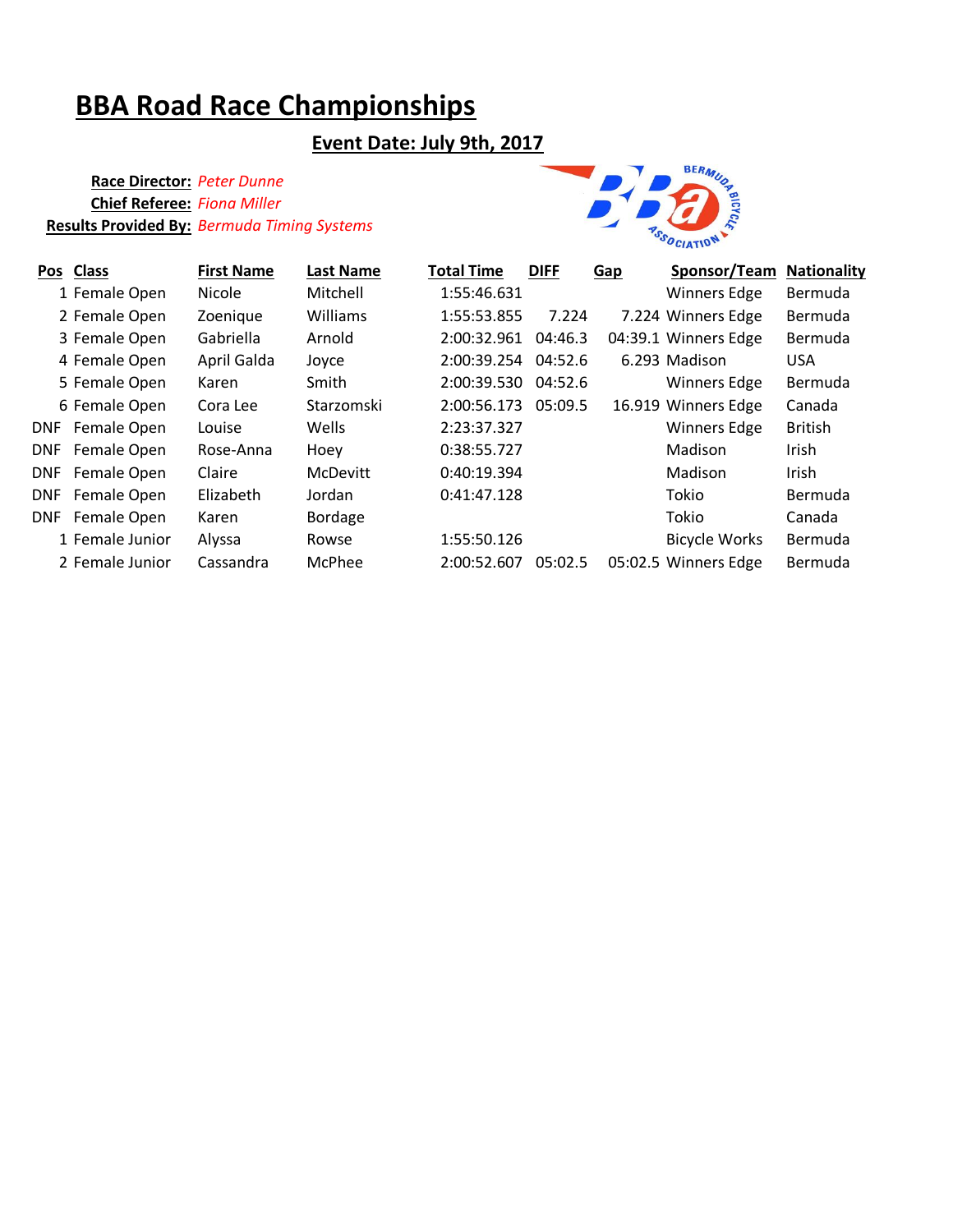# BBA Road Race Championships

## Event Date: July 9th, 2017

**Race Director:** *Peter Dunne*
**Chief Referee:** *Fiona Miller*
**Results Provided By:** *Bermuda Timing Systems*

| Pos | Class | First Name | Last Name | Total Time | DIFF | Gap | Sponsor/Team | Nationality |
|---|---|---|---|---|---|---|---|---|
| 1 | Female Open | Nicole | Mitchell | 1:55:46.631 | | | Winners Edge | Bermuda |
| 2 | Female Open | Zoenique | Williams | 1:55:53.855 | 7.224 | 7.224 | Winners Edge | Bermuda |
| 3 | Female Open | Gabriella | Arnold | 2:00:32.961 | 04:46.3 | 04:39.1 | Winners Edge | Bermuda |
| 4 | Female Open | April Galda | Joyce | 2:00:39.254 | 04:52.6 | 6.293 | Madison | USA |
| 5 | Female Open | Karen | Smith | 2:00:39.530 | 04:52.6 | | Winners Edge | Bermuda |
| 6 | Female Open | Cora Lee | Starzomski | 2:00:56.173 | 05:09.5 | 16.919 | Winners Edge | Canada |
| DNF | Female Open | Louise | Wells | 2:23:37.327 | | | Winners Edge | British |
| DNF | Female Open | Rose-Anna | Hoey | 0:38:55.727 | | | Madison | Irish |
| DNF | Female Open | Claire | McDevitt | 0:40:19.394 | | | Madison | Irish |
| DNF | Female Open | Elizabeth | Jordan | 0:41:47.128 | | | Tokio | Bermuda |
| DNF | Female Open | Karen | Bordage | | | | Tokio | Canada |
| 1 | Female Junior | Alyssa | Rowse | 1:55:50.126 | | | Bicycle Works | Bermuda |
| 2 | Female Junior | Cassandra | McPhee | 2:00:52.607 | 05:02.5 | 05:02.5 | Winners Edge | Bermuda |